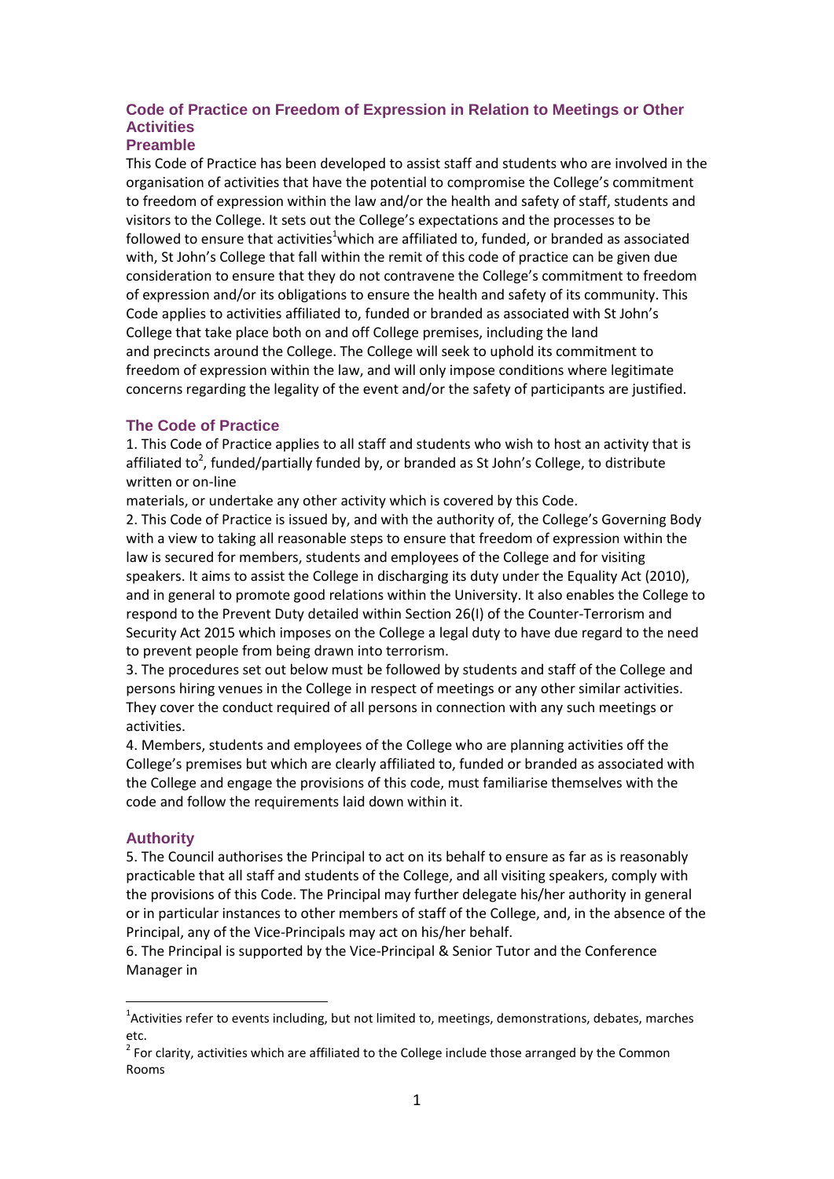## Code of Practice on Freedom of Expression in Relation to Meetings or Other Activities

### Preamble

This Code of Practice has been developed to assist staff and students who are involved in the organisation of activities that have the potential to compromise the College's commitment to freedom of expression within the law and/or the health and safety of staff, students and visitors to the College. It sets out the College's expectations and the processes to be followed to ensure that activities[1] which are affiliated to, funded, or branded as associated with, St John's College that fall within the remit of this code of practice can be given due consideration to ensure that they do not contravene the College's commitment to freedom of expression and/or its obligations to ensure the health and safety of its community. This Code applies to activities affiliated to, funded or branded as associated with St John's College that take place both on and off College premises, including the land and precincts around the College. The College will seek to uphold its commitment to freedom of expression within the law, and will only impose conditions where legitimate concerns regarding the legality of the event and/or the safety of participants are justified.

### The Code of Practice

1. This Code of Practice applies to all staff and students who wish to host an activity that is affiliated to[2], funded/partially funded by, or branded as St John's College, to distribute written or on-line materials, or undertake any other activity which is covered by this Code.
2. This Code of Practice is issued by, and with the authority of, the College's Governing Body with a view to taking all reasonable steps to ensure that freedom of expression within the law is secured for members, students and employees of the College and for visiting speakers. It aims to assist the College in discharging its duty under the Equality Act (2010), and in general to promote good relations within the University. It also enables the College to respond to the Prevent Duty detailed within Section 26(I) of the Counter-Terrorism and Security Act 2015 which imposes on the College a legal duty to have due regard to the need to prevent people from being drawn into terrorism.
3. The procedures set out below must be followed by students and staff of the College and persons hiring venues in the College in respect of meetings or any other similar activities. They cover the conduct required of all persons in connection with any such meetings or activities.
4. Members, students and employees of the College who are planning activities off the College's premises but which are clearly affiliated to, funded or branded as associated with the College and engage the provisions of this code, must familiarise themselves with the code and follow the requirements laid down within it.

### Authority

5. The Council authorises the Principal to act on its behalf to ensure as far as is reasonably practicable that all staff and students of the College, and all visiting speakers, comply with the provisions of this Code. The Principal may further delegate his/her authority in general or in particular instances to other members of staff of the College, and, in the absence of the Principal, any of the Vice-Principals may act on his/her behalf.
6. The Principal is supported by the Vice-Principal & Senior Tutor and the Conference Manager in

---

[1] Activities refer to events including, but not limited to, meetings, demonstrations, debates, marches etc.

[2] For clarity, activities which are affiliated to the College include those arranged by the Common Rooms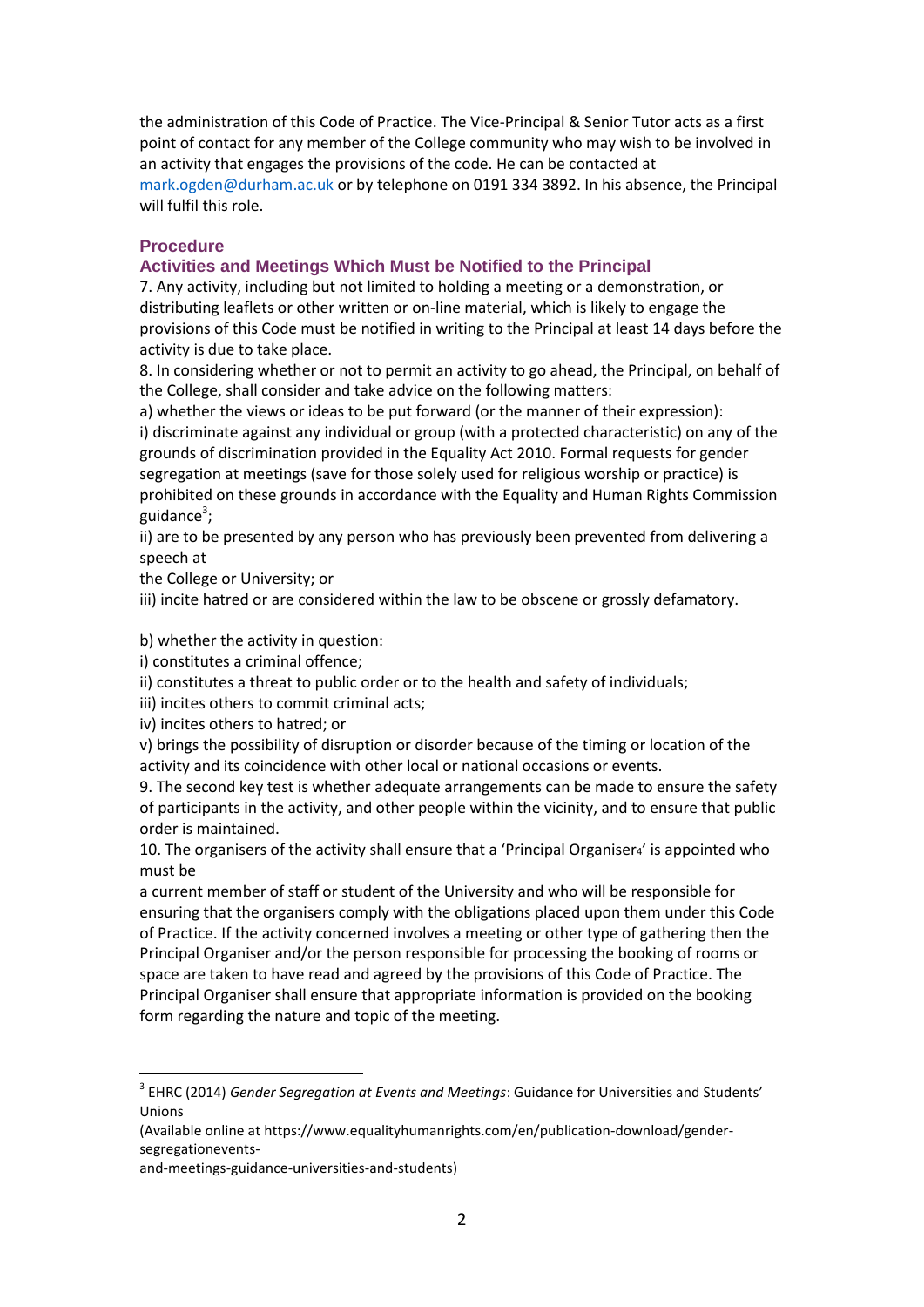the administration of this Code of Practice. The Vice-Principal & Senior Tutor acts as a first point of contact for any member of the College community who may wish to be involved in an activity that engages the provisions of the code. He can be contacted at mark.ogden@durham.ac.uk or by telephone on 0191 334 3892. In his absence, the Principal will fulfil this role.

## Procedure

### Activities and Meetings Which Must be Notified to the Principal

7. Any activity, including but not limited to holding a meeting or a demonstration, or distributing leaflets or other written or on-line material, which is likely to engage the provisions of this Code must be notified in writing to the Principal at least 14 days before the activity is due to take place.

8. In considering whether or not to permit an activity to go ahead, the Principal, on behalf of the College, shall consider and take advice on the following matters:

a) whether the views or ideas to be put forward (or the manner of their expression):

i) discriminate against any individual or group (with a protected characteristic) on any of the grounds of discrimination provided in the Equality Act 2010. Formal requests for gender segregation at meetings (save for those solely used for religious worship or practice) is prohibited on these grounds in accordance with the Equality and Human Rights Commission guidance[3];

ii) are to be presented by any person who has previously been prevented from delivering a speech at
the College or University; or

iii) incite hatred or are considered within the law to be obscene or grossly defamatory.

b) whether the activity in question:

i) constitutes a criminal offence;

ii) constitutes a threat to public order or to the health and safety of individuals;

iii) incites others to commit criminal acts;

iv) incites others to hatred; or

v) brings the possibility of disruption or disorder because of the timing or location of the activity and its coincidence with other local or national occasions or events.

9. The second key test is whether adequate arrangements can be made to ensure the safety of participants in the activity, and other people within the vicinity, and to ensure that public order is maintained.

10. The organisers of the activity shall ensure that a 'Principal Organiser[4]' is appointed who must be
a current member of staff or student of the University and who will be responsible for ensuring that the organisers comply with the obligations placed upon them under this Code of Practice. If the activity concerned involves a meeting or other type of gathering then the Principal Organiser and/or the person responsible for processing the booking of rooms or space are taken to have read and agreed by the provisions of this Code of Practice. The Principal Organiser shall ensure that appropriate information is provided on the booking form regarding the nature and topic of the meeting.

---

[3] EHRC (2014) *Gender Segregation at Events and Meetings*: Guidance for Universities and Students' Unions
(Available online at https://www.equalityhumanrights.com/en/publication-download/gender-segregationevents-
and-meetings-guidance-universities-and-students)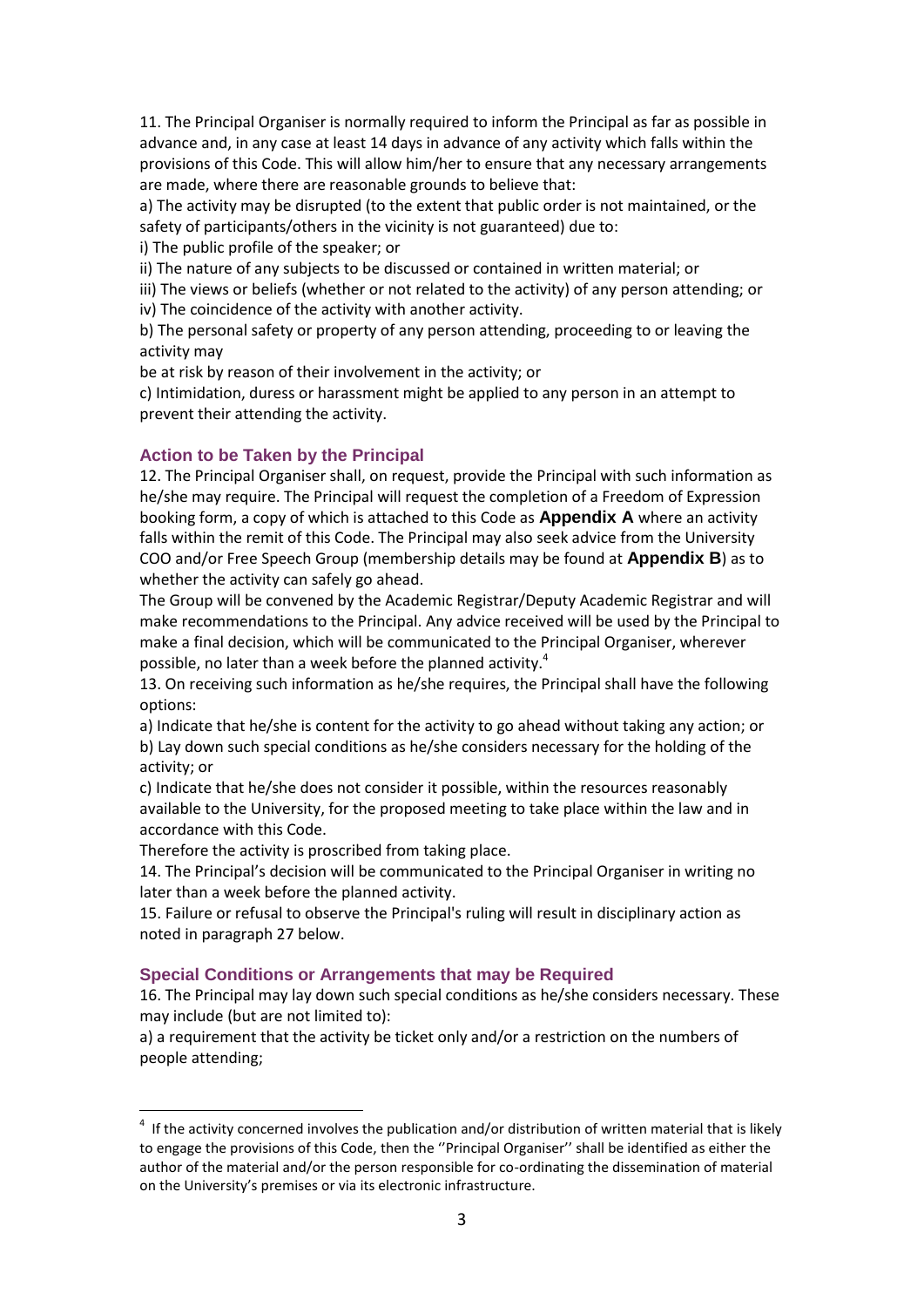11. The Principal Organiser is normally required to inform the Principal as far as possible in advance and, in any case at least 14 days in advance of any activity which falls within the provisions of this Code. This will allow him/her to ensure that any necessary arrangements are made, where there are reasonable grounds to believe that:

a) The activity may be disrupted (to the extent that public order is not maintained, or the safety of participants/others in the vicinity is not guaranteed) due to:

i) The public profile of the speaker; or

ii) The nature of any subjects to be discussed or contained in written material; or

iii) The views or beliefs (whether or not related to the activity) of any person attending; or

iv) The coincidence of the activity with another activity.

b) The personal safety or property of any person attending, proceeding to or leaving the activity may be at risk by reason of their involvement in the activity; or

c) Intimidation, duress or harassment might be applied to any person in an attempt to prevent their attending the activity.

### Action to be Taken by the Principal

12. The Principal Organiser shall, on request, provide the Principal with such information as he/she may require. The Principal will request the completion of a Freedom of Expression booking form, a copy of which is attached to this Code as **Appendix A** where an activity falls within the remit of this Code. The Principal may also seek advice from the University COO and/or Free Speech Group (membership details may be found at **Appendix B**) as to whether the activity can safely go ahead.

The Group will be convened by the Academic Registrar/Deputy Academic Registrar and will make recommendations to the Principal. Any advice received will be used by the Principal to make a final decision, which will be communicated to the Principal Organiser, wherever possible, no later than a week before the planned activity.[4]

13. On receiving such information as he/she requires, the Principal shall have the following options:

a) Indicate that he/she is content for the activity to go ahead without taking any action; or

b) Lay down such special conditions as he/she considers necessary for the holding of the activity; or

c) Indicate that he/she does not consider it possible, within the resources reasonably available to the University, for the proposed meeting to take place within the law and in accordance with this Code.

Therefore the activity is proscribed from taking place.

14. The Principal's decision will be communicated to the Principal Organiser in writing no later than a week before the planned activity.

15. Failure or refusal to observe the Principal's ruling will result in disciplinary action as noted in paragraph 27 below.

### Special Conditions or Arrangements that may be Required

16. The Principal may lay down such special conditions as he/she considers necessary. These may include (but are not limited to):

a) a requirement that the activity be ticket only and/or a restriction on the numbers of people attending;

---

[4] If the activity concerned involves the publication and/or distribution of written material that is likely to engage the provisions of this Code, then the ''Principal Organiser'' shall be identified as either the author of the material and/or the person responsible for co-ordinating the dissemination of material on the University's premises or via its electronic infrastructure.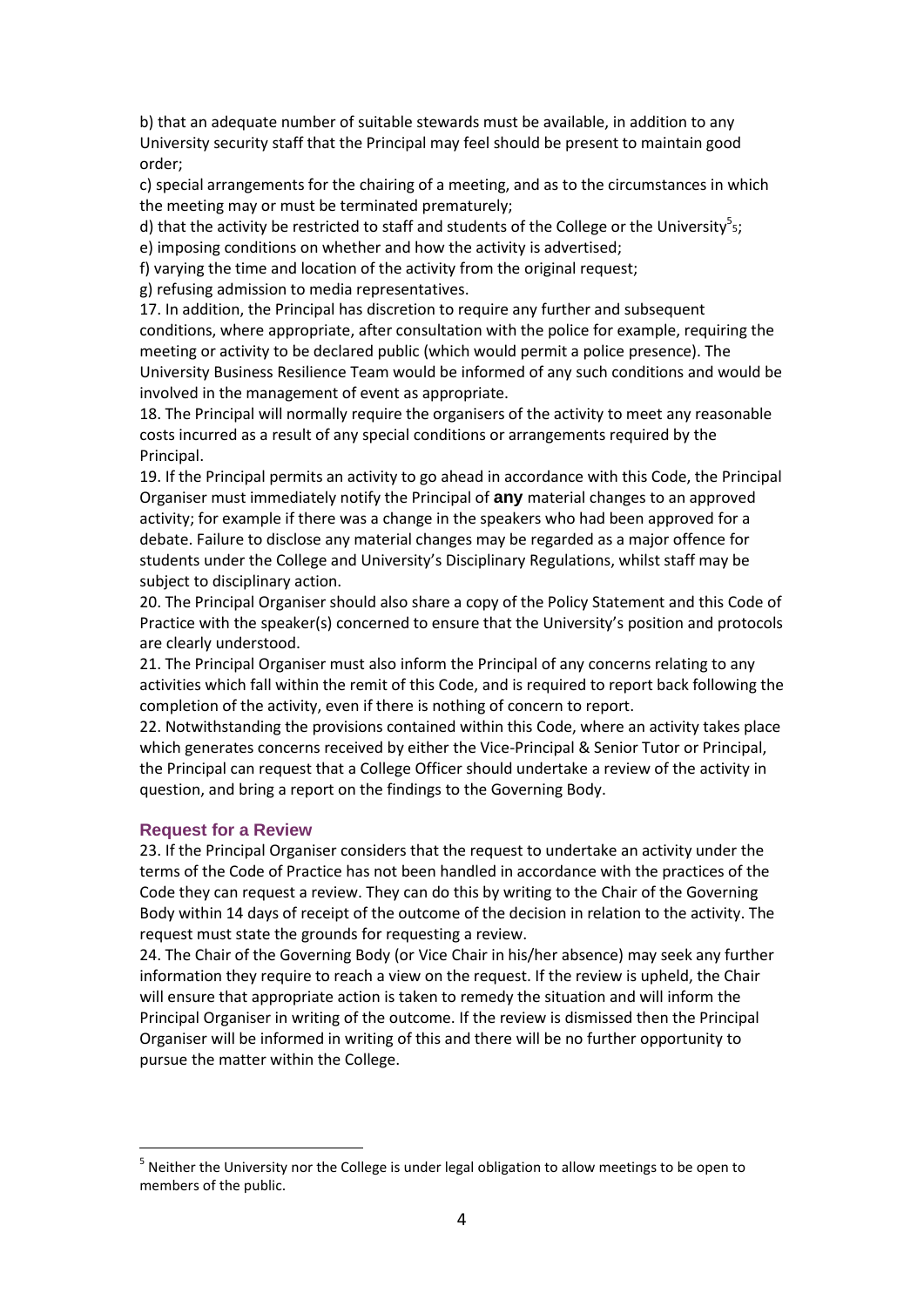b) that an adequate number of suitable stewards must be available, in addition to any University security staff that the Principal may feel should be present to maintain good order;

c) special arrangements for the chairing of a meeting, and as to the circumstances in which the meeting may or must be terminated prematurely;

d) that the activity be restricted to staff and students of the College or the University[5]5;

e) imposing conditions on whether and how the activity is advertised;

f) varying the time and location of the activity from the original request;

g) refusing admission to media representatives.

17. In addition, the Principal has discretion to require any further and subsequent conditions, where appropriate, after consultation with the police for example, requiring the meeting or activity to be declared public (which would permit a police presence). The University Business Resilience Team would be informed of any such conditions and would be involved in the management of event as appropriate.

18. The Principal will normally require the organisers of the activity to meet any reasonable costs incurred as a result of any special conditions or arrangements required by the Principal.

19. If the Principal permits an activity to go ahead in accordance with this Code, the Principal Organiser must immediately notify the Principal of **any** material changes to an approved activity; for example if there was a change in the speakers who had been approved for a debate. Failure to disclose any material changes may be regarded as a major offence for students under the College and University's Disciplinary Regulations, whilst staff may be subject to disciplinary action.

20. The Principal Organiser should also share a copy of the Policy Statement and this Code of Practice with the speaker(s) concerned to ensure that the University's position and protocols are clearly understood.

21. The Principal Organiser must also inform the Principal of any concerns relating to any activities which fall within the remit of this Code, and is required to report back following the completion of the activity, even if there is nothing of concern to report.

22. Notwithstanding the provisions contained within this Code, where an activity takes place which generates concerns received by either the Vice-Principal & Senior Tutor or Principal, the Principal can request that a College Officer should undertake a review of the activity in question, and bring a report on the findings to the Governing Body.

### Request for a Review

23. If the Principal Organiser considers that the request to undertake an activity under the terms of the Code of Practice has not been handled in accordance with the practices of the Code they can request a review. They can do this by writing to the Chair of the Governing Body within 14 days of receipt of the outcome of the decision in relation to the activity. The request must state the grounds for requesting a review.

24. The Chair of the Governing Body (or Vice Chair in his/her absence) may seek any further information they require to reach a view on the request. If the review is upheld, the Chair will ensure that appropriate action is taken to remedy the situation and will inform the Principal Organiser in writing of the outcome. If the review is dismissed then the Principal Organiser will be informed in writing of this and there will be no further opportunity to pursue the matter within the College.

---

[5] Neither the University nor the College is under legal obligation to allow meetings to be open to members of the public.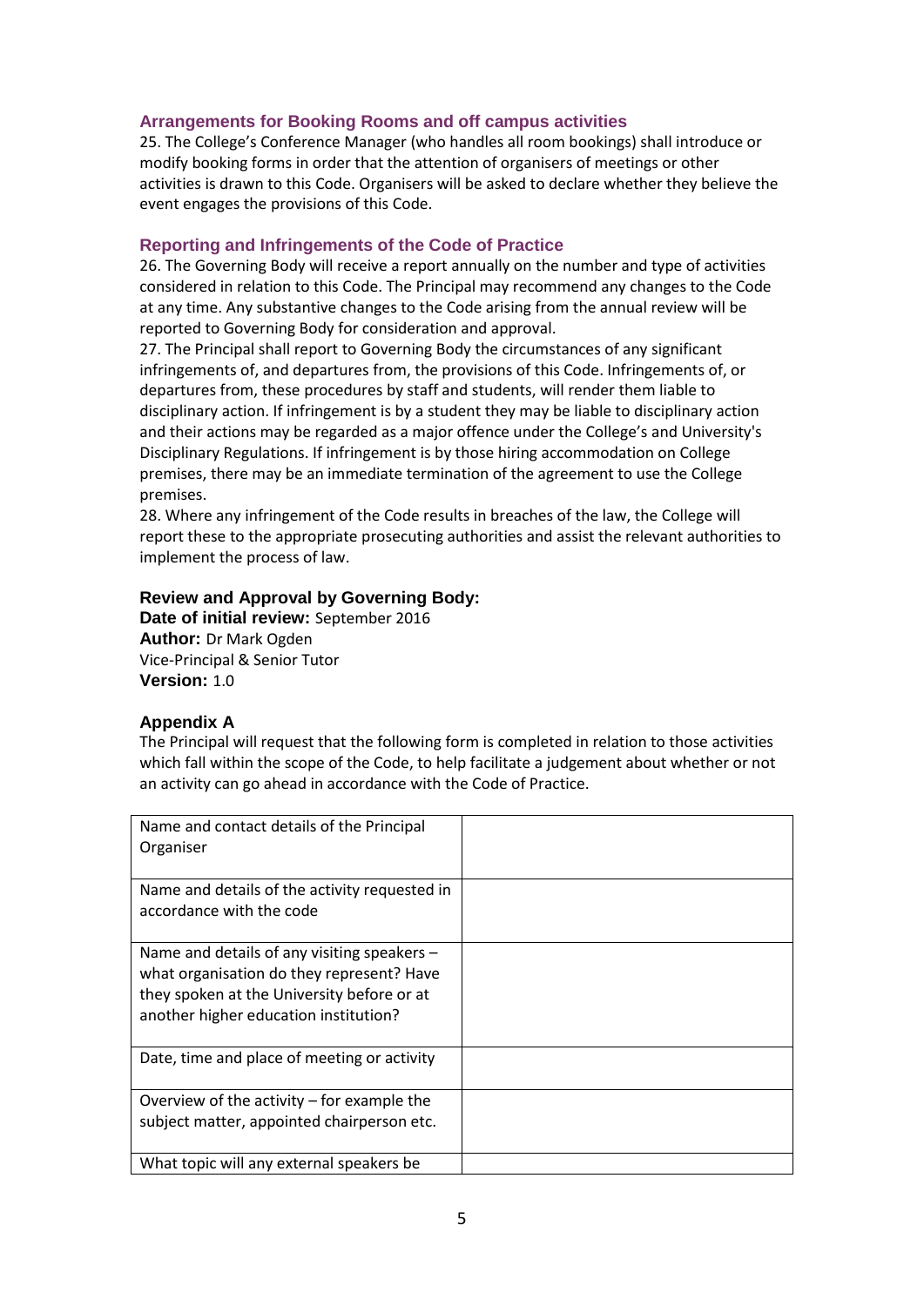### Arrangements for Booking Rooms and off campus activities

25. The College's Conference Manager (who handles all room bookings) shall introduce or modify booking forms in order that the attention of organisers of meetings or other activities is drawn to this Code. Organisers will be asked to declare whether they believe the event engages the provisions of this Code.

### Reporting and Infringements of the Code of Practice

26. The Governing Body will receive a report annually on the number and type of activities considered in relation to this Code. The Principal may recommend any changes to the Code at any time. Any substantive changes to the Code arising from the annual review will be reported to Governing Body for consideration and approval.

27. The Principal shall report to Governing Body the circumstances of any significant infringements of, and departures from, the provisions of this Code. Infringements of, or departures from, these procedures by staff and students, will render them liable to disciplinary action. If infringement is by a student they may be liable to disciplinary action and their actions may be regarded as a major offence under the College's and University's Disciplinary Regulations. If infringement is by those hiring accommodation on College premises, there may be an immediate termination of the agreement to use the College premises.

28. Where any infringement of the Code results in breaches of the law, the College will report these to the appropriate prosecuting authorities and assist the relevant authorities to implement the process of law.

**Review and Approval by Governing Body:**
**Date of initial review:** September 2016
**Author:** Dr Mark Ogden
Vice-Principal & Senior Tutor
**Version:** 1.0

### Appendix A

The Principal will request that the following form is completed in relation to those activities which fall within the scope of the Code, to help facilitate a judgement about whether or not an activity can go ahead in accordance with the Code of Practice.

| | |
|---|---|
| Name and contact details of the Principal Organiser | |
| Name and details of the activity requested in accordance with the code | |
| Name and details of any visiting speakers – what organisation do they represent? Have they spoken at the University before or at another higher education institution? | |
| Date, time and place of meeting or activity | |
| Overview of the activity – for example the subject matter, appointed chairperson etc. | |
| What topic will any external speakers be | |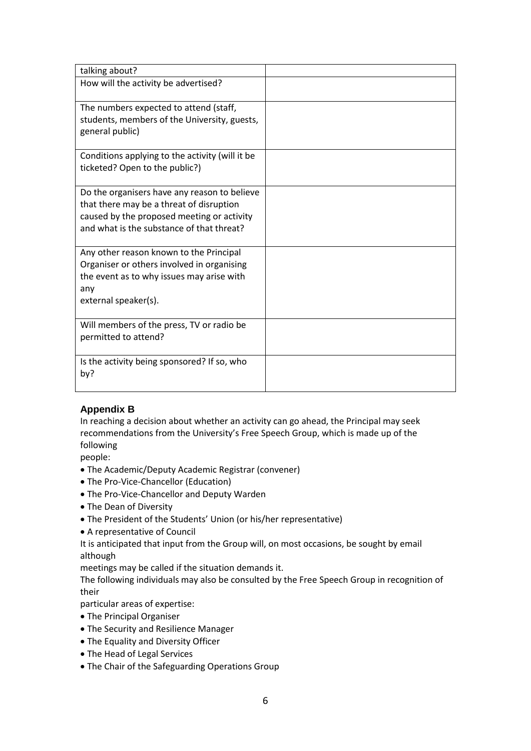| talking about? | |
|---|---|
| How will the activity be advertised? | |
| The numbers expected to attend (staff, students, members of the University, guests, general public) | |
| Conditions applying to the activity (will it be ticketed? Open to the public?) | |
| Do the organisers have any reason to believe that there may be a threat of disruption caused by the proposed meeting or activity and what is the substance of that threat? | |
| Any other reason known to the Principal Organiser or others involved in organising the event as to why issues may arise with any external speaker(s). | |
| Will members of the press, TV or radio be permitted to attend? | |
| Is the activity being sponsored? If so, who by? | |

### Appendix B

In reaching a decision about whether an activity can go ahead, the Principal may seek recommendations from the University's Free Speech Group, which is made up of the following people:

- The Academic/Deputy Academic Registrar (convener)
- The Pro-Vice-Chancellor (Education)
- The Pro-Vice-Chancellor and Deputy Warden
- The Dean of Diversity
- The President of the Students' Union (or his/her representative)
- A representative of Council

It is anticipated that input from the Group will, on most occasions, be sought by email although meetings may be called if the situation demands it.

The following individuals may also be consulted by the Free Speech Group in recognition of their particular areas of expertise:

- The Principal Organiser
- The Security and Resilience Manager
- The Equality and Diversity Officer
- The Head of Legal Services
- The Chair of the Safeguarding Operations Group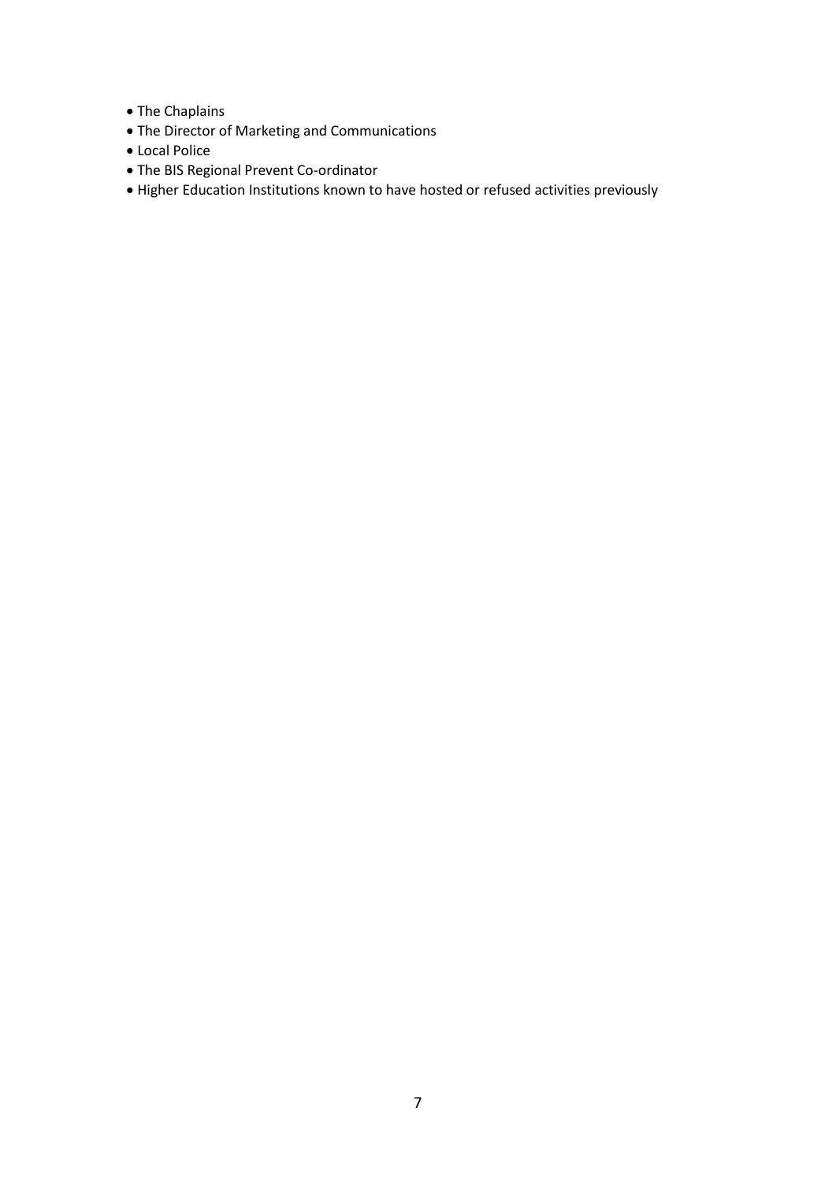- The Chaplains
- The Director of Marketing and Communications
- Local Police
- The BIS Regional Prevent Co-ordinator
- Higher Education Institutions known to have hosted or refused activities previously